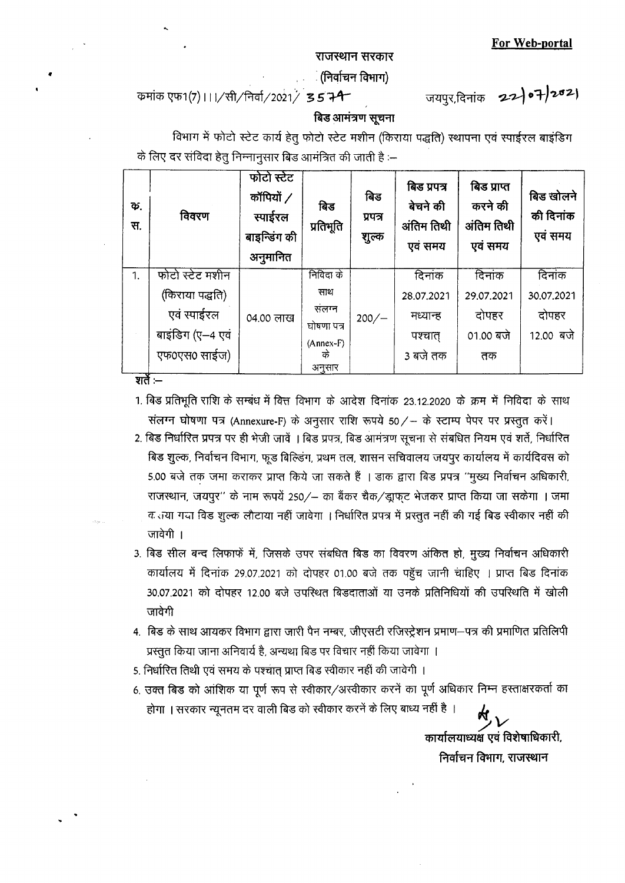**For Web-portal**

# राजस्थान सरकार

## (निर्वाचन विभाग)

क्रमांक एफ1(7)।।।/सी/निर्वा/2021/ 3574 जयपुर,दिनांक 22/07/2021

### बिड आमंत्रण सूचना

विभाग में फोटो स्टेट कार्य हेतु फोटो स्टेट मशीन (किराया पद्धति) स्थापना एवं स्पाईरल बाइंडिग के लिए दर संविदा हेतु निम्नानुसार बिड आमंत्रित की जाती है :–

| क्र. स. | विवरण | फोटो स्टेट कॉपियों / स्पाईरल बाइन्डिंग की अनुमानित | बिड प्रतिभूति | बिड प्रपत्र शुल्क | बिड प्रपत्र बेचने की अंतिम तिथी एवं समय | बिड प्राप्त करने की अंतिम तिथी एवं समय | बिड खोलने की दिनांक एवं समय |
|---|---|---|---|---|---|---|---|
| 1. | फोटो स्टेट मशीन (किराया पद्धति) एवं स्पाईरल बाइंडिग (ए–4 एवं एफ0एस0 साईज) | 04.00 लाख | निविदा के साथ संलग्न घोषणा पत्र (Annex-F) के अनुसार | 200/– | दिनांक 28.07.2021 मध्यान्ह पश्चात् 3 बजे तक | दिनांक 29.07.2021 दोपहर 01.00 बजे तक | दिनांक 30.07.2021 दोपहर 12.00 बजे |

शर्तें :–

1. बिड प्रतिभूति राशि के सम्बंध में वित्त विभाग के आदेश दिनांक 23.12.2020 के क्रम में निविदा के साथ संलग्न घोषणा पत्र (Annexure-F) के अनुसार राशि रूपये 50/– के स्टाम्प पेपर पर प्रस्तुत करें।
2. बिड निर्धारित प्रपत्र पर ही भेजी जावें । बिड प्रपत्र, बिड आमंत्रण सूचना से संबधित नियम एवं शर्ते, निर्धारित बिड शुल्क, निर्वाचन विभाग, फूड बिल्डिंग, प्रथम तल, शासन सचिवालय जयपुर कार्यालय में कार्यदिवस को 5.00 बजे तक जमा कराकर प्राप्त किये जा सकते हैं । डाक द्वारा बिड प्रपत्र "मुख्य निर्वाचन अधिकारी, राजस्थान, जयपुर" के नाम रूपयें 250/– का बैंकर चैक/ड्राफ्ट भेजकर प्राप्त किया जा सकेगा । जमा कराया गया बिड शुल्क लौटाया नहीं जावेगा । निर्धारित प्रपत्र में प्रस्तुत नहीं की गई बिड स्वीकार नहीं की जावेगी ।
3. बिड सील बन्द लिफाफें में, जिसके उपर संबधित बिड का विवरण अंकित हो, मुख्य निर्वाचन अधिकारी कार्यालय में दिनांक 29.07.2021 को दोपहर 01.00 बजे तक पहुँच जानी चाहिए । प्राप्त बिड दिनांक 30.07.2021 को दोपहर 12.00 बजे उपस्थित बिडदाताओं या उनके प्रतिनिधियों की उपस्थिति में खोली जावेगी
4. बिड के साथ आयकर विभाग द्वारा जारी पैन नम्बर, जीएसटी रजिस्ट्रेशन प्रमाण–पत्र की प्रमाणित प्रतिलिपी प्रस्तुत किया जाना अनिवार्य है, अन्यथा बिड पर विचार नहीं किया जावेगा ।
5. निर्धारित तिथी एवं समय के पश्चात् प्राप्त बिड स्वीकार नहीं की जावेगी ।
6. उक्त बिड को आंशिक या पूर्ण रूप से स्वीकार/अस्वीकार करनें का पूर्ण अधिकार निम्न हस्ताक्षरकर्ता का होगा । सरकार न्यूनतम दर वाली बिड को स्वीकार करनें के लिए बाध्य नहीं है ।

कार्यालयाध्यक्ष एवं विशेषाधिकारी,
निर्वाचन विभाग, राजस्थान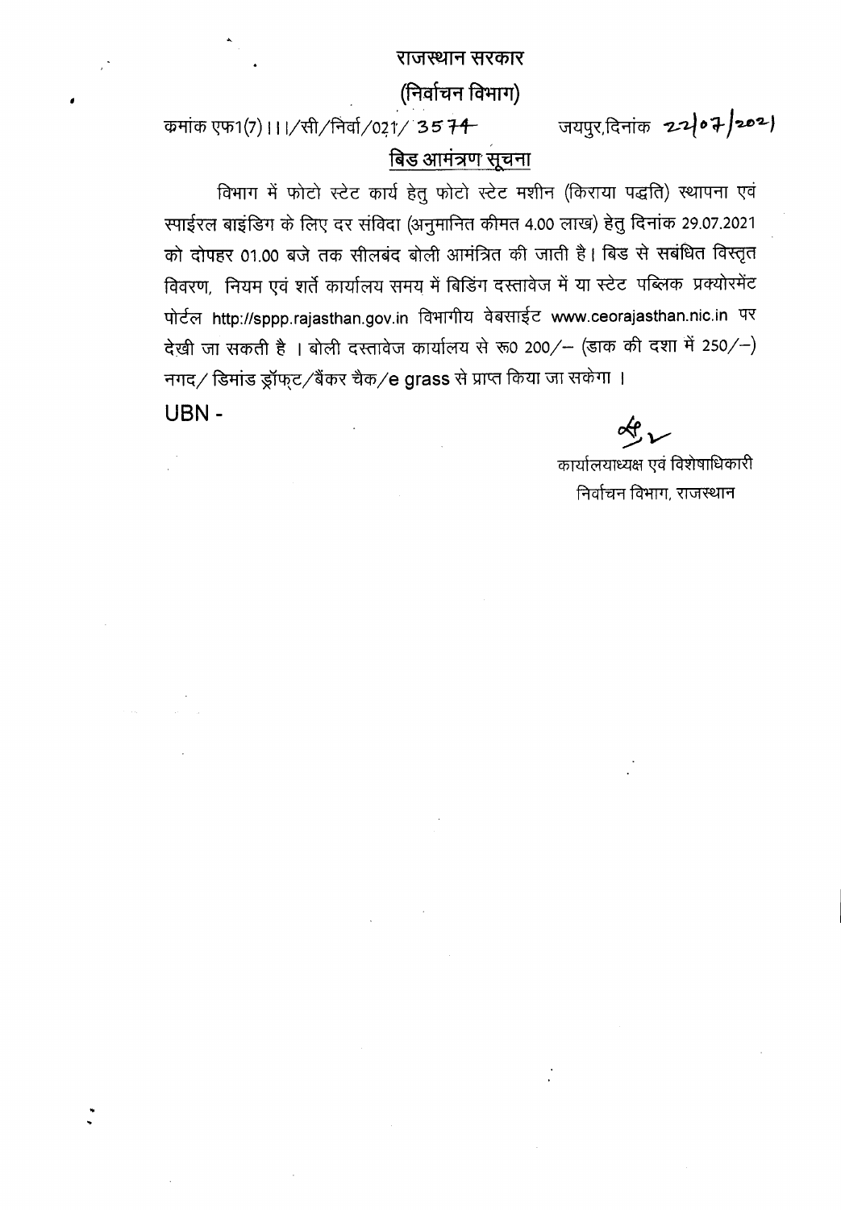# राजस्थान सरकार

## (निर्वाचन विभाग)

क्रमांक एफ1(7)।।।/सी/निर्वा/021/ 3574 जयपुर,दिनांक 22/07/2021

### बिड आमंत्रण सूचना

विभाग में फोटो स्टेट कार्य हेतु फोटो स्टेट मशीन (किराया पद्धति) स्थापना एवं स्पाईरल बाइंडिग के लिए दर संविदा (अनुमानित कीमत 4.00 लाख) हेतु दिनांक 29.07.2021 को दोपहर 01.00 बजे तक सीलबंद बोली आमंत्रित की जाती है। बिड से सबंधित विस्तृत विवरण, नियम एवं शर्तें कार्यालय समय में बिडिंग दस्तावेज में या स्टेट पब्लिक प्रक्योरमेंट पोर्टल http://sppp.rajasthan.gov.in विभागीय वेबसाईट www.ceorajasthan.nic.in पर देखी जा सकती है । बोली दस्तावेज कार्यालय से रू0 200/– (डाक की दशा में 250/–) नगद/ डिमांड ड्रॉफ्ट/बैंकर चैक/e grass से प्राप्त किया जा सकेगा ।

UBN -

कार्यालयाध्यक्ष एवं विशेषाधिकारी
निर्वाचन विभाग, राजस्थान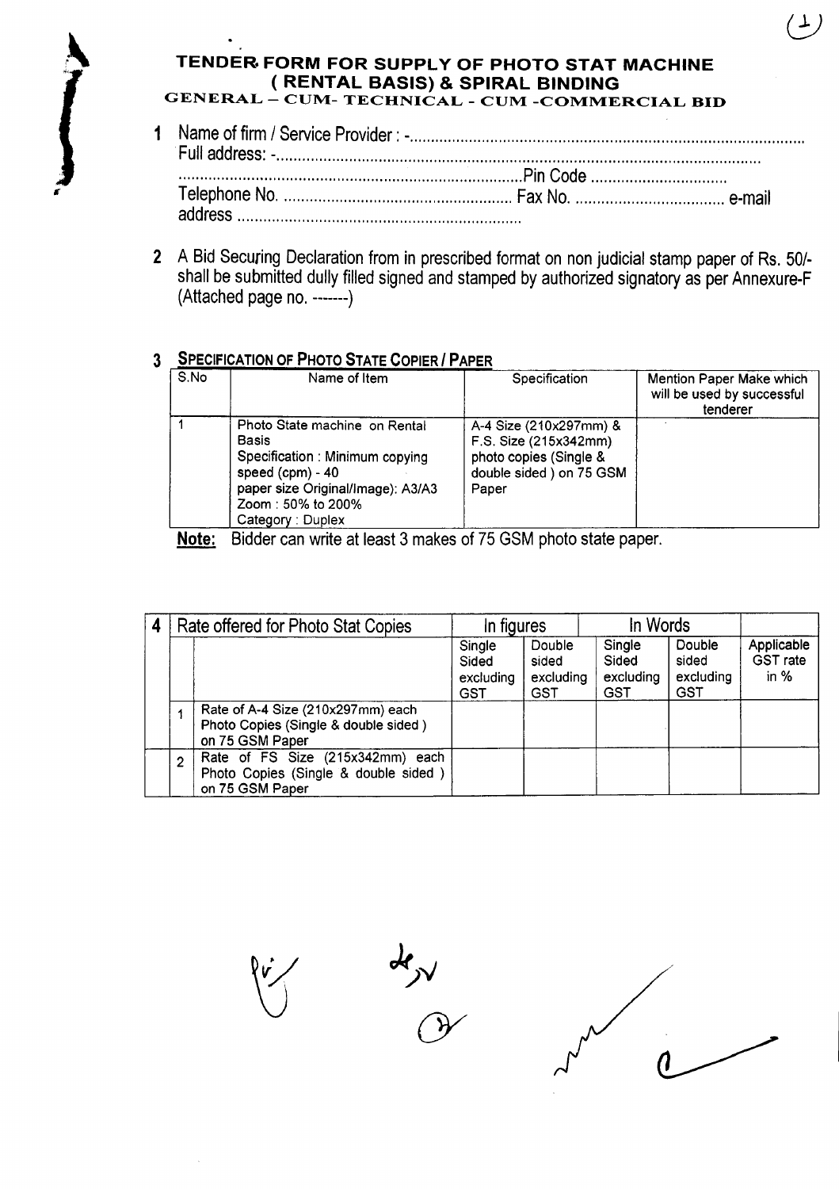# TENDER FORM FOR SUPPLY OF PHOTO STAT MACHINE ( RENTAL BASIS) & SPIRAL BINDING

## GENERAL – CUM- TECHNICAL - CUM -COMMERCIAL BID

1. Name of firm / Service Provider : -............................................................................................
   Full address: -...............................................................................................................
   ................................................................................Pin Code ................................
   Telephone No. ...................................................... Fax No. .................................. e-mail address ...................................................................

2. A Bid Securing Declaration from in prescribed format on non judicial stamp paper of Rs. 50/- shall be submitted dully filled signed and stamped by authorized signatory as per Annexure-F (Attached page no. -------)

3. **SPECIFICATION OF PHOTO STATE COPIER / PAPER**

| S.No | Name of Item | Specification | Mention Paper Make which will be used by successful tenderer |
|---|---|---|---|
| 1 | Photo State machine on Rental Basis<br>Specification : Minimum copying speed (cpm) - 40<br>paper size Original/Image): A3/A3<br>Zoom : 50% to 200%<br>Category : Duplex | A-4 Size (210x297mm) & F.S. Size (215x342mm) photo copies (Single & double sided ) on 75 GSM Paper | |

**Note:** Bidder can write at least 3 makes of 75 GSM photo state paper.

| 4 | Rate offered for Photo Stat Copies | In figures | | In Words | | |
|---|---|---|---|---|---|---|
| | | Single Sided excluding GST | Double sided excluding GST | Single Sided excluding GST | Double sided excluding GST | Applicable GST rate in % |
| 1 | Rate of A-4 Size (210x297mm) each Photo Copies (Single & double sided ) on 75 GSM Paper | | | | | |
| 2 | Rate of FS Size (215x342mm) each Photo Copies (Single & double sided ) on 75 GSM Paper | | | | | |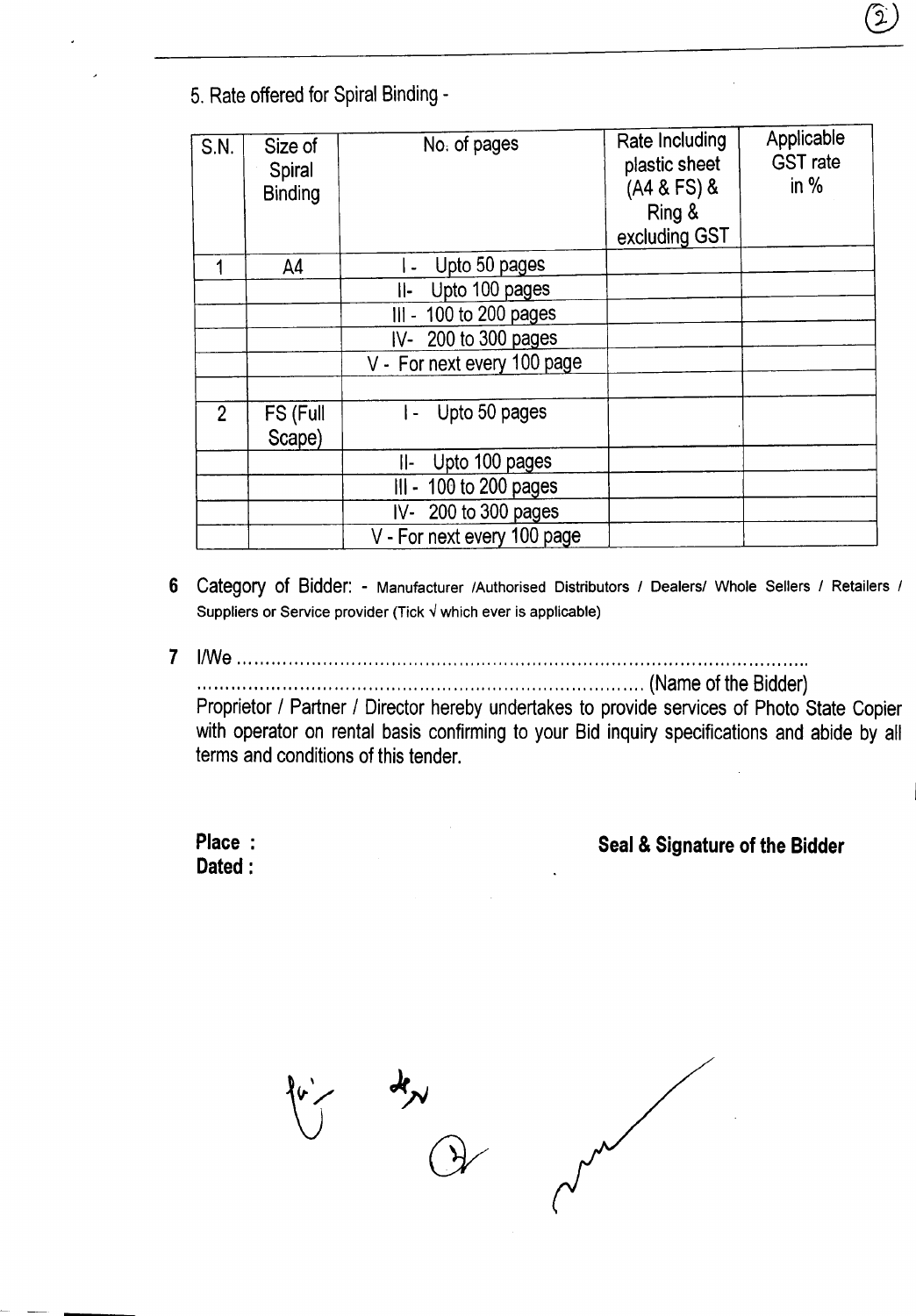5. Rate offered for Spiral Binding -

| S.N. | Size of Spiral Binding | No. of pages | Rate Including plastic sheet (A4 & FS) & Ring & excluding GST | Applicable GST rate in % |
|---|---|---|---|---|
| 1 | A4 | I - Upto 50 pages | | |
| | | II- Upto 100 pages | | |
| | | III - 100 to 200 pages | | |
| | | IV- 200 to 300 pages | | |
| | | V - For next every 100 page | | |
| | | | | |
| 2 | FS (Full Scape) | I - Upto 50 pages | | |
| | | II- Upto 100 pages | | |
| | | III - 100 to 200 pages | | |
| | | IV- 200 to 300 pages | | |
| | | V - For next every 100 page | | |

**6** Category of Bidder: - Manufacturer /Authorised Distributors / Dealers/ Whole Sellers / Retailers / Suppliers or Service provider (Tick √ which ever is applicable)

**7** I/We ..........................................................................................................
.......................................................................... (Name of the Bidder)
Proprietor / Partner / Director hereby undertakes to provide services of Photo State Copier with operator on rental basis confirming to your Bid inquiry specifications and abide by all terms and conditions of this tender.

**Place :**
**Dated :**

**Seal & Signature of the Bidder**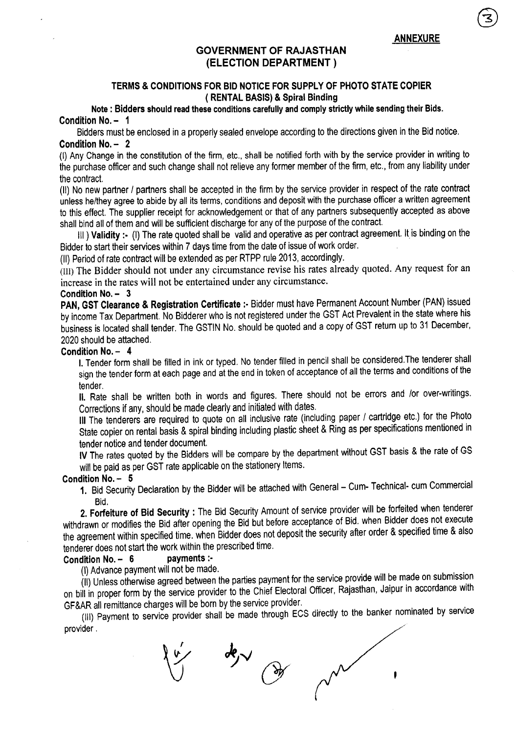**ANNEXURE**

# GOVERNMENT OF RAJASTHAN (ELECTION DEPARTMENT)

## TERMS & CONDITIONS FOR BID NOTICE FOR SUPPLY OF PHOTO STATE COPIER ( RENTAL BASIS) & Spiral Binding

**Note : Bidders should read these conditions carefully and comply strictly while sending their Bids.**

**Condition No. – 1**

Bidders must be enclosed in a properly sealed envelope according to the directions given in the Bid notice.

**Condition No. – 2**

(I) Any Change in the constitution of the firm, etc., shall be notified forth with by the service provider in writing to the purchase officer and such change shall not relieve any former member of the firm, etc., from any liability under the contract.

(II) No new partner / partners shall be accepted in the firm by the service provider in respect of the rate contract unless he/they agree to abide by all its terms, conditions and deposit with the purchase officer a written agreement to this effect. The supplier receipt for acknowledgement or that of any partners subsequently accepted as above shall bind all of them and will be sufficient discharge for any of the purpose of the contract.

III ) **Validity :-** (I) The rate quoted shall be valid and operative as per contract agreement. It is binding on the Bidder to start their services within 7 days time from the date of issue of work order.

(II) Period of rate contract will be extended as per RTPP rule 2013, accordingly.

(III) The Bidder should not under any circumstance revise his rates already quoted. Any request for an increase in the rates will not be entertained under any circumstance.

**Condition No. – 3**

**PAN, GST Clearance & Registration Certificate :-** Bidder must have Permanent Account Number (PAN) issued by income Tax Department. No Bidderer who is not registered under the GST Act Prevalent in the state where his business is located shall tender. The GSTIN No. should be quoted and a copy of GST return up to 31 December, 2020 should be attached.

**Condition No. – 4**

**I.** Tender form shall be filled in ink or typed. No tender filled in pencil shall be considered.The tenderer shall sign the tender form at each page and at the end in token of acceptance of all the terms and conditions of the tender.

**II.** Rate shall be written both in words and figures. There should not be errors and /or over-writings. Corrections if any, should be made clearly and initiated with dates.

**III** The tenderers are required to quote on all inclusive rate (including paper / cartridge etc.) for the Photo State copier on rental basis & spiral binding including plastic sheet & Ring as per specifications mentioned in tender notice and tender document.

**IV** The rates quoted by the Bidders will be compare by the department without GST basis & the rate of GS will be paid as per GST rate applicable on the stationery Items.

**Condition No. – 5**

**1.** Bid Security Declaration by the Bidder will be attached with General – Cum- Technical- cum Commercial Bid.

**2. Forfeiture of Bid Security :** The Bid Security Amount of service provider will be forfeited when tenderer withdrawn or modifies the Bid after opening the Bid but before acceptance of Bid. when Bidder does not execute the agreement within specified time. when Bidder does not deposit the security after order & specified time & also tenderer does not start the work within the prescribed time.

**Condition No. – 6 payments :-**

(I) Advance payment will not be made.

(II) Unless otherwise agreed between the parties payment for the service provide will be made on submission on bill in proper form by the service provider to the Chief Electoral Officer, Rajasthan, Jaipur in accordance with GF&AR all remittance charges will be born by the service provider.

(III) Payment to service provider shall be made through ECS directly to the banker nominated by service provider .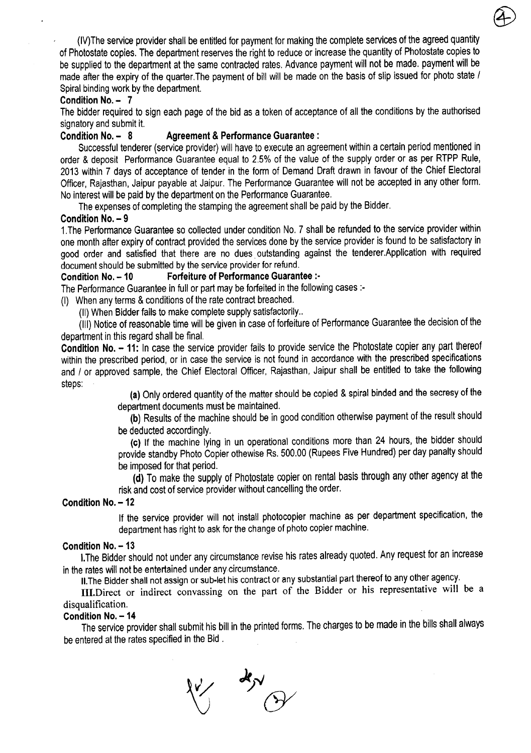(IV)The service provider shall be entitled for payment for making the complete services of the agreed quantity of Photostate copies. The department reserves the right to reduce or increase the quantity of Photostate copies to be supplied to the department at the same contracted rates. Advance payment will not be made. payment will be made after the expiry of the quarter.The payment of bill will be made on the basis of slip issued for photo state / Spiral binding work by the department.

**Condition No. – 7**

The bidder required to sign each page of the bid as a token of acceptance of all the conditions by the authorised signatory and submit it.

**Condition No. – 8 Agreement & Performance Guarantee :**

Successful tenderer (service provider) will have to execute an agreement within a certain period mentioned in order & deposit Performance Guarantee equal to 2.5% of the value of the supply order or as per RTPP Rule, 2013 within 7 days of acceptance of tender in the form of Demand Draft drawn in favour of the Chief Electoral Officer, Rajasthan, Jaipur payable at Jaipur. The Performance Guarantee will not be accepted in any other form. No interest will be paid by the department on the Performance Guarantee.

The expenses of completing the stamping the agreement shall be paid by the Bidder.

**Condition No. – 9**

1.The Performance Guarantee so collected under condition No. 7 shall be refunded to the service provider within one month after expiry of contract provided the services done by the service provider is found to be satisfactory in good order and satisfied that there are no dues outstanding against the tenderer.Application with required document should be submitted by the service provider for refund.

**Condition No. – 10 Forfeiture of Performance Guarantee :-**

The Performance Guarantee in full or part may be forfeited in the following cases :-

(I) When any terms & conditions of the rate contract breached.

(II) When Bidder fails to make complete supply satisfactorily..

(III) Notice of reasonable time will be given in case of forfeiture of Performance Guarantee the decision of the department in this regard shall be final.

**Condition No. – 11:** In case the service provider fails to provide service the Photostate copier any part thereof within the prescribed period, or in case the service is not found in accordance with the prescribed specifications and / or approved sample, the Chief Electoral Officer, Rajasthan, Jaipur shall be entitled to take the following steps:

**(a)** Only ordered quantity of the matter should be copied & spiral binded and the secresy of the department documents must be maintained.

**(b)** Results of the machine should be in good condition otherwise payment of the result should be deducted accordingly.

**(c)** If the machine lying in un operational conditions more than 24 hours, the bidder should provide standby Photo Copier othewise Rs. 500.00 (Rupees Five Hundred) per day panalty should be imposed for that period.

**(d)** To make the supply of Photostate copier on rental basis through any other agency at the risk and cost of service provider without cancelling the order.

**Condition No. – 12**

If the service provider will not install photocopier machine as per department specification, the department has right to ask for the change of photo copier machine.

**Condition No. – 13**

I.The Bidder should not under any circumstance revise his rates already quoted. Any request for an increase in the rates will not be entertained under any circumstance.

II.The Bidder shall not assign or sub-let his contract or any substantial part thereof to any other agency.

III.Direct or indirect convassing on the part of the Bidder or his representative will be a disqualification.

**Condition No. – 14**

The service provider shall submit his bill in the printed forms. The charges to be made in the bills shall always be entered at the rates specified in the Bid .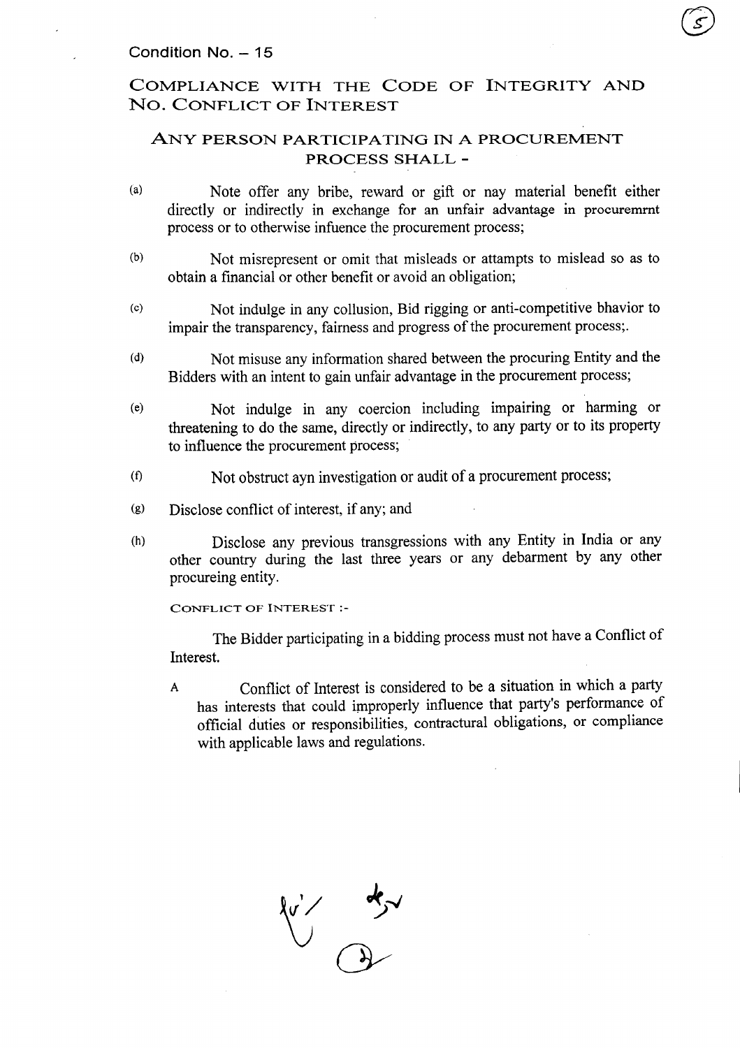Condition No. – 15

## COMPLIANCE WITH THE CODE OF INTEGRITY AND NO. CONFLICT OF INTEREST

### ANY PERSON PARTICIPATING IN A PROCUREMENT PROCESS SHALL -

(a) Note offer any bribe, reward or gift or nay material benefit either directly or indirectly in exchange for an unfair advantage in procuremrnt process or to otherwise infuence the procurement process;

(b) Not misrepresent or omit that misleads or attampts to mislead so as to obtain a financial or other benefit or avoid an obligation;

(c) Not indulge in any collusion, Bid rigging or anti-competitive bhavior to impair the transparency, fairness and progress of the procurement process;.

(d) Not misuse any information shared between the procuring Entity and the Bidders with an intent to gain unfair advantage in the procurement process;

(e) Not indulge in any coercion including impairing or harming or threatening to do the same, directly or indirectly, to any party or to its property to influence the procurement process;

(f) Not obstruct ayn investigation or audit of a procurement process;

(g) Disclose conflict of interest, if any; and

(h) Disclose any previous transgressions with any Entity in India or any other country during the last three years or any debarment by any other procureing entity.

CONFLICT OF INTEREST :-

The Bidder participating in a bidding process must not have a Conflict of Interest.

A Conflict of Interest is considered to be a situation in which a party has interests that could improperly influence that party's performance of official duties or responsibilities, contractual obligations, or compliance with applicable laws and regulations.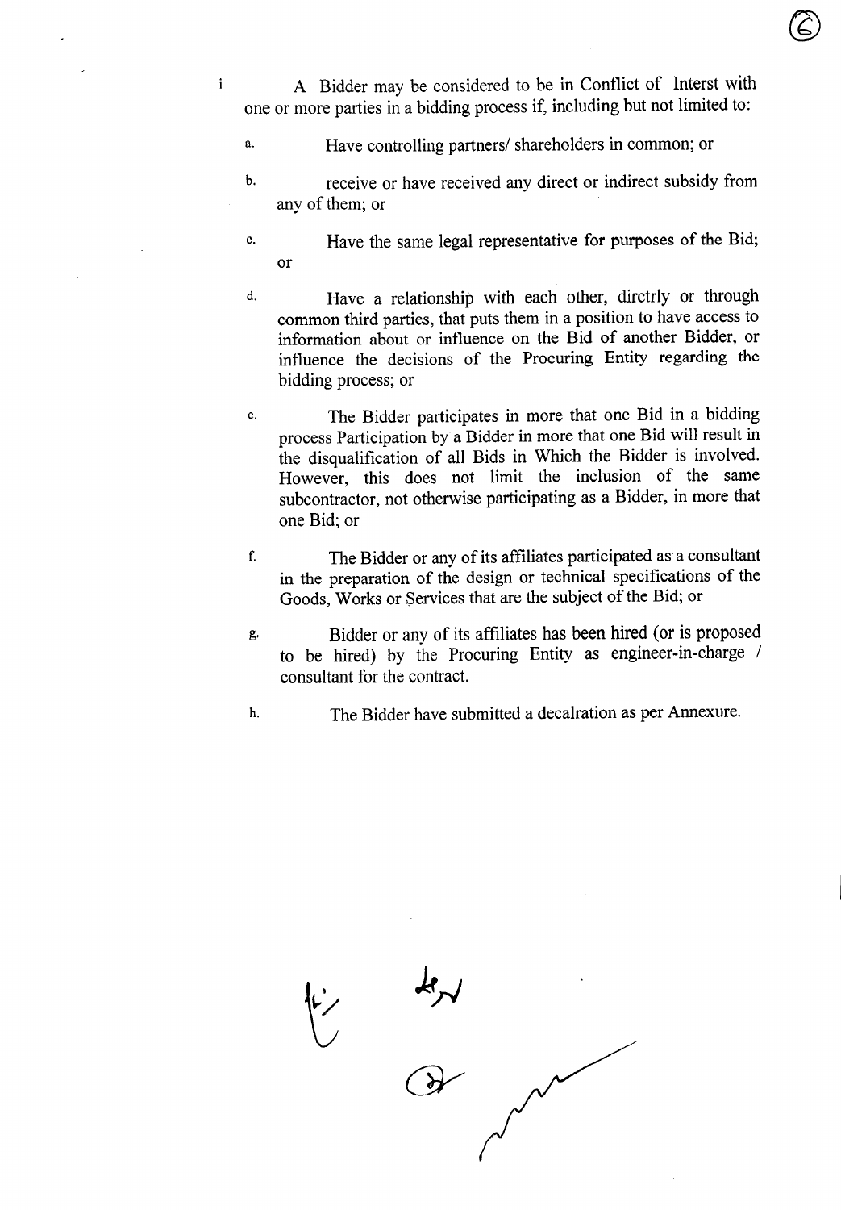i A Bidder may be considered to be in Conflict of Interst with one or more parties in a bidding process if, including but not limited to:

a. Have controlling partners/ shareholders in common; or

b. receive or have received any direct or indirect subsidy from any of them; or

c. Have the same legal representative for purposes of the Bid; or

d. Have a relationship with each other, dirctrly or through common third parties, that puts them in a position to have access to information about or influence on the Bid of another Bidder, or influence the decisions of the Procuring Entity regarding the bidding process; or

e. The Bidder participates in more that one Bid in a bidding process Participation by a Bidder in more that one Bid will result in the disqualification of all Bids in Which the Bidder is involved. However, this does not limit the inclusion of the same subcontractor, not otherwise participating as a Bidder, in more that one Bid; or

f. The Bidder or any of its affiliates participated as a consultant in the preparation of the design or technical specifications of the Goods, Works or Services that are the subject of the Bid; or

g. Bidder or any of its affiliates has been hired (or is proposed to be hired) by the Procuring Entity as engineer-in-charge / consultant for the contract.

h. The Bidder have submitted a decalration as per Annexure.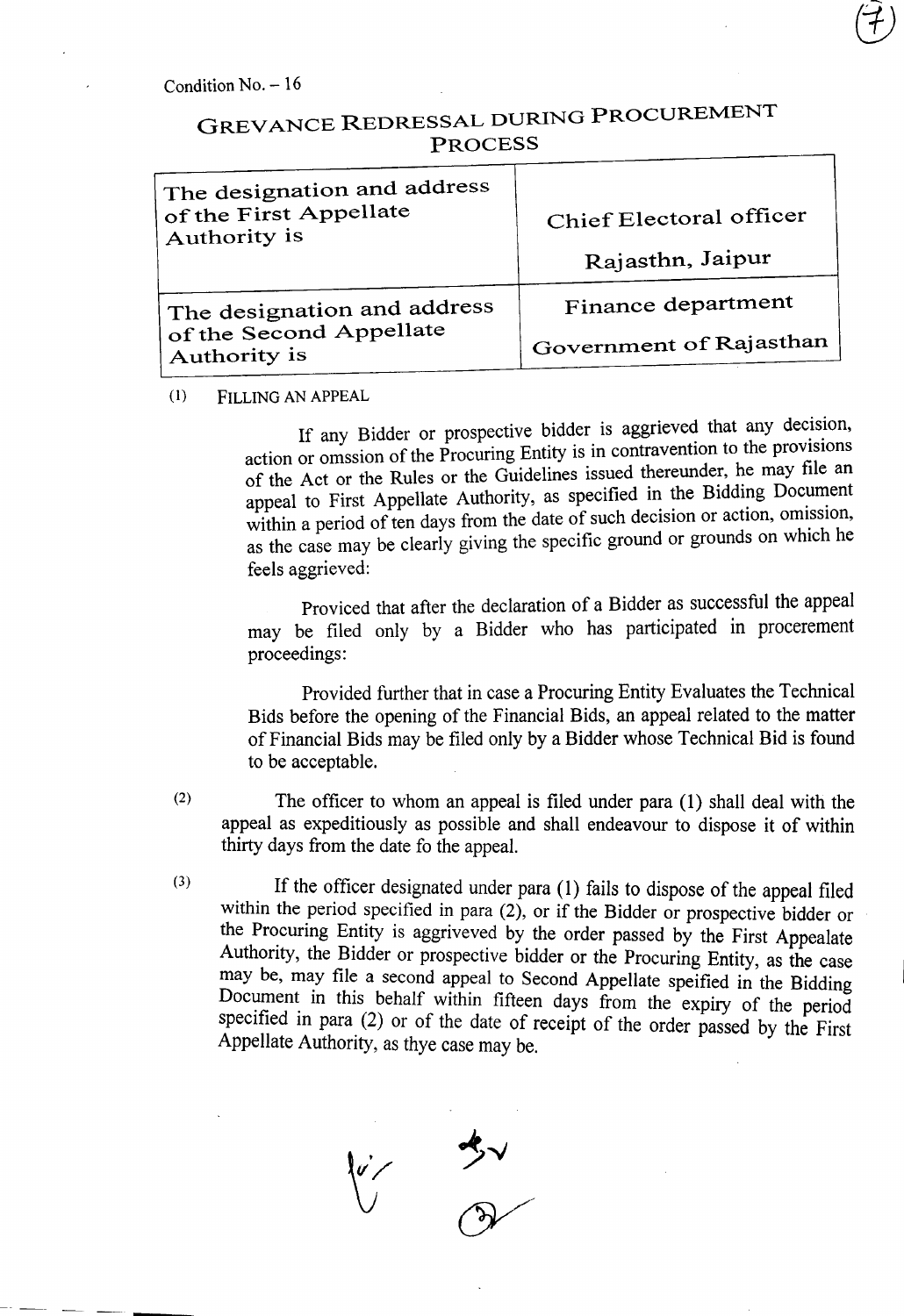Condition No. – 16

## GREVANCE REDRESSAL DURING PROCUREMENT PROCESS

| The designation and address of the First Appellate Authority is | Chief Electoral officer<br>Rajasthn, Jaipur |
|---|---|
| The designation and address of the Second Appellate Authority is | Finance department<br>Government of Rajasthan |

(1) FILLING AN APPEAL

If any Bidder or prospective bidder is aggrieved that any decision, action or omssion of the Procuring Entity is in contravention to the provisions of the Act or the Rules or the Guidelines issued thereunder, he may file an appeal to First Appellate Authority, as specified in the Bidding Document within a period of ten days from the date of such decision or action, omission, as the case may be clearly giving the specific ground or grounds on which he feels aggrieved:

Proviced that after the declaration of a Bidder as successful the appeal may be filed only by a Bidder who has participated in procerement proceedings:

Provided further that in case a Procuring Entity Evaluates the Technical Bids before the opening of the Financial Bids, an appeal related to the matter of Financial Bids may be filed only by a Bidder whose Technical Bid is found to be acceptable.

(2) The officer to whom an appeal is filed under para (1) shall deal with the appeal as expeditiously as possible and shall endeavour to dispose it of within thirty days from the date fo the appeal.

(3) If the officer designated under para (1) fails to dispose of the appeal filed within the period specified in para (2), or if the Bidder or prospective bidder or the Procuring Entity is aggriveved by the order passed by the First Appealate Authority, the Bidder or prospective bidder or the Procuring Entity, as the case may be, may file a second appeal to Second Appellate speified in the Bidding Document in this behalf within fifteen days from the expiry of the period specified in para (2) or of the date of receipt of the order passed by the First Appellate Authority, as thye case may be.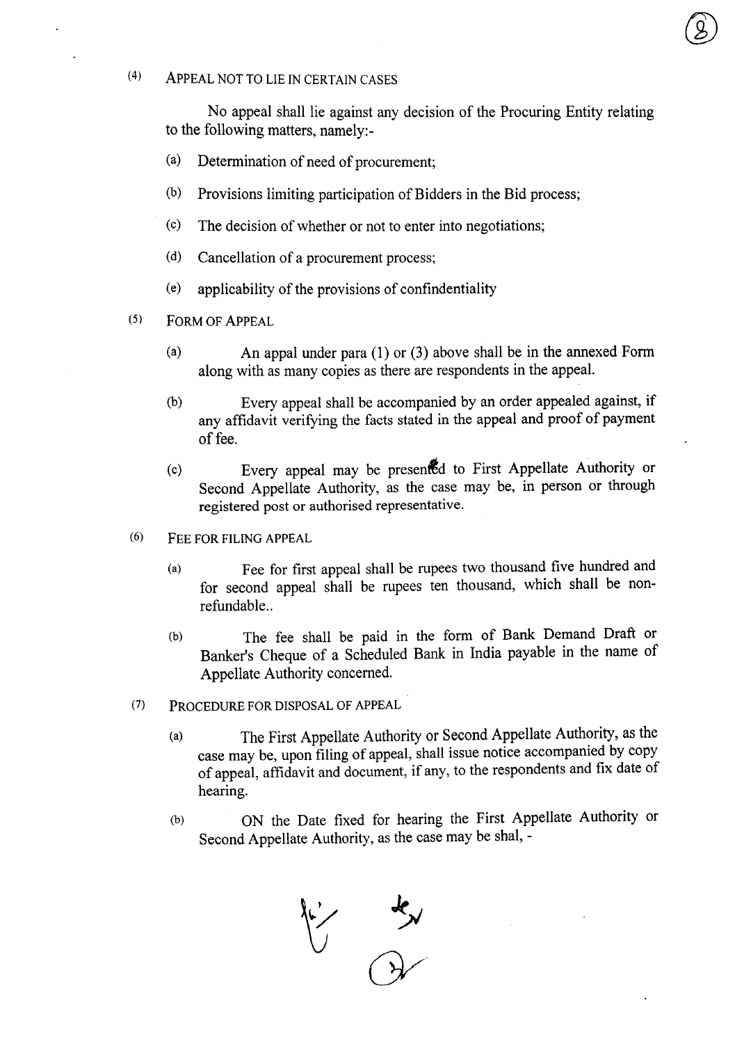(4) APPEAL NOT TO LIE IN CERTAIN CASES

No appeal shall lie against any decision of the Procuring Entity relating to the following matters, namely:-

(a) Determination of need of procurement;

(b) Provisions limiting participation of Bidders in the Bid process;

(c) The decision of whether or not to enter into negotiations;

(d) Cancellation of a procurement process;

(e) applicability of the provisions of confindentiality

(5) FORM OF APPEAL

(a) An appal under para (1) or (3) above shall be in the annexed Form along with as many copies as there are respondents in the appeal.

(b) Every appeal shall be accompanied by an order appealed against, if any affidavit verifying the facts stated in the appeal and proof of payment of fee.

(c) Every appeal may be presented to First Appellate Authority or Second Appellate Authority, as the case may be, in person or through registered post or authorised representative.

(6) FEE FOR FILING APPEAL

(a) Fee for first appeal shall be rupees two thousand five hundred and for second appeal shall be rupees ten thousand, which shall be non-refundable..

(b) The fee shall be paid in the form of Bank Demand Draft or Banker's Cheque of a Scheduled Bank in India payable in the name of Appellate Authority concerned.

(7) PROCEDURE FOR DISPOSAL OF APPEAL

(a) The First Appellate Authority or Second Appellate Authority, as the case may be, upon filing of appeal, shall issue notice accompanied by copy of appeal, affidavit and document, if any, to the respondents and fix date of hearing.

(b) ON the Date fixed for hearing the First Appellate Authority or Second Appellate Authority, as the case may be shal, -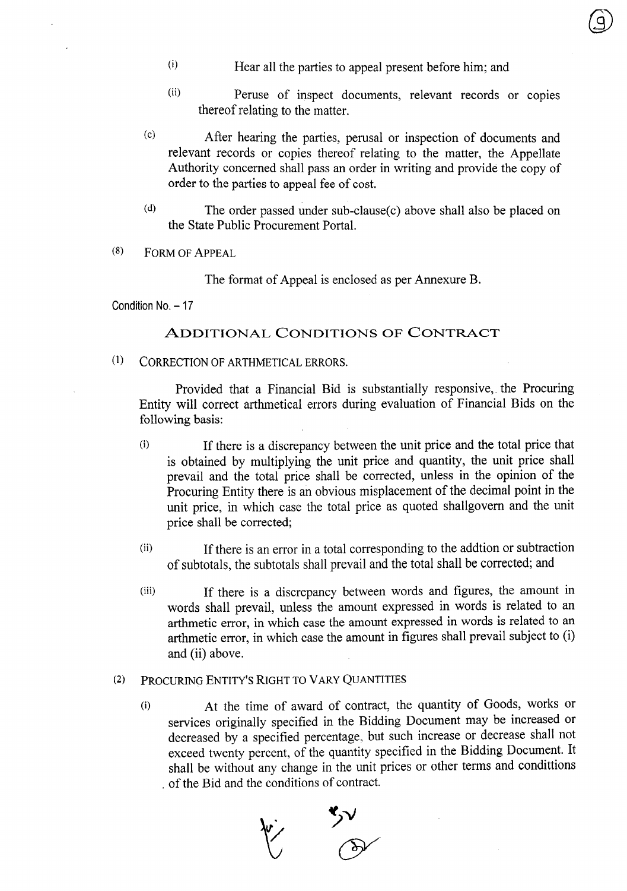(i) Hear all the parties to appeal present before him; and

(ii) Peruse of inspect documents, relevant records or copies thereof relating to the matter.

(c) After hearing the parties, perusal or inspection of documents and relevant records or copies thereof relating to the matter, the Appellate Authority concerned shall pass an order in writing and provide the copy of order to the parties to appeal fee of cost.

(d) The order passed under sub-clause(c) above shall also be placed on the State Public Procurement Portal.

(8) FORM OF APPEAL

The format of Appeal is enclosed as per Annexure B.

Condition No. – 17

## ADDITIONAL CONDITIONS OF CONTRACT

(1) CORRECTION OF ARTHMETICAL ERRORS.

Provided that a Financial Bid is substantially responsive, the Procuring Entity will correct arthmetical errors during evaluation of Financial Bids on the following basis:

(i) If there is a discrepancy between the unit price and the total price that is obtained by multiplying the unit price and quantity, the unit price shall prevail and the total price shall be corrected, unless in the opinion of the Procuring Entity there is an obvious misplacement of the decimal point in the unit price, in which case the total price as quoted shallgovern and the unit price shall be corrected;

(ii) If there is an error in a total corresponding to the addtion or subtraction of subtotals, the subtotals shall prevail and the total shall be corrected; and

(iii) If there is a discrepancy between words and figures, the amount in words shall prevail, unless the amount expressed in words is related to an arthmetic error, in which case the amount expressed in words is related to an arthmetic error, in which case the amount in figures shall prevail subject to (i) and (ii) above.

(2) PROCURING ENTITY'S RIGHT TO VARY QUANTITIES

(i) At the time of award of contract, the quantity of Goods, works or services originally specified in the Bidding Document may be increased or decreased by a specified percentage, but such increase or decrease shall not exceed twenty percent, of the quantity specified in the Bidding Document. It shall be without any change in the unit prices or other terms and condittions of the Bid and the conditions of contract.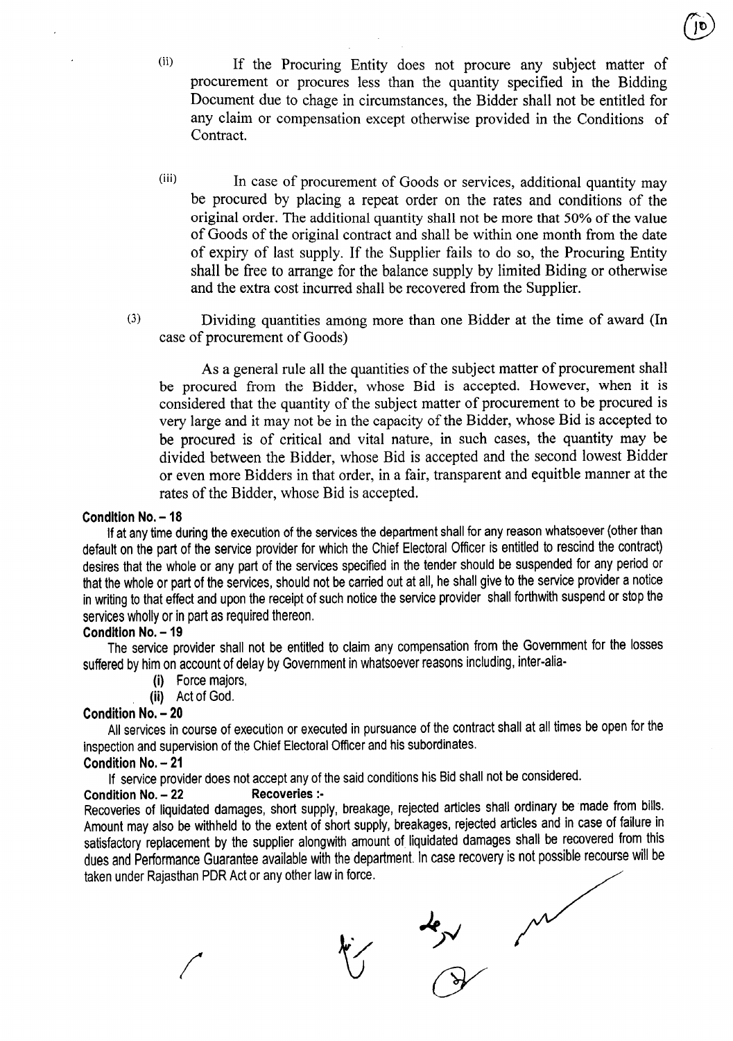(ii) If the Procuring Entity does not procure any subject matter of procurement or procures less than the quantity specified in the Bidding Document due to chage in circumstances, the Bidder shall not be entitled for any claim or compensation except otherwise provided in the Conditions of Contract.

(iii) In case of procurement of Goods or services, additional quantity may be procured by placing a repeat order on the rates and conditions of the original order. The additional quantity shall not be more that 50% of the value of Goods of the original contract and shall be within one month from the date of expiry of last supply. If the Supplier fails to do so, the Procuring Entity shall be free to arrange for the balance supply by limited Biding or otherwise and the extra cost incurred shall be recovered from the Supplier.

(3) Dividing quantities among more than one Bidder at the time of award (In case of procurement of Goods)

As a general rule all the quantities of the subject matter of procurement shall be procured from the Bidder, whose Bid is accepted. However, when it is considered that the quantity of the subject matter of procurement to be procured is very large and it may not be in the capacity of the Bidder, whose Bid is accepted to be procured is of critical and vital nature, in such cases, the quantity may be divided between the Bidder, whose Bid is accepted and the second lowest Bidder or even more Bidders in that order, in a fair, transparent and equitble manner at the rates of the Bidder, whose Bid is accepted.

**Condition No. – 18**

If at any time during the execution of the services the department shall for any reason whatsoever (other than default on the part of the service provider for which the Chief Electoral Officer is entitled to rescind the contract) desires that the whole or any part of the services specified in the tender should be suspended for any period or that the whole or part of the services, should not be carried out at all, he shall give to the service provider a notice in writing to that effect and upon the receipt of such notice the service provider shall forthwith suspend or stop the services wholly or in part as required thereon.

**Condition No. – 19**

The service provider shall not be entitled to claim any compensation from the Government for the losses suffered by him on account of delay by Government in whatsoever reasons including, inter-alia-

**(i)** Force majors,

**(ii)** Act of God.

**Condition No. – 20**

All services in course of execution or executed in pursuance of the contract shall at all times be open for the inspection and supervision of the Chief Electoral Officer and his subordinates.

**Condition No. – 21**

If service provider does not accept any of the said conditions his Bid shall not be considered.

**Condition No. – 22 Recoveries :-**

Recoveries of liquidated damages, short supply, breakage, rejected articles shall ordinary be made from bills. Amount may also be withheld to the extent of short supply, breakages, rejected articles and in case of failure in satisfactory replacement by the supplier alongwith amount of liquidated damages shall be recovered from this dues and Performance Guarantee available with the department. In case recovery is not possible recourse will be taken under Rajasthan PDR Act or any other law in force.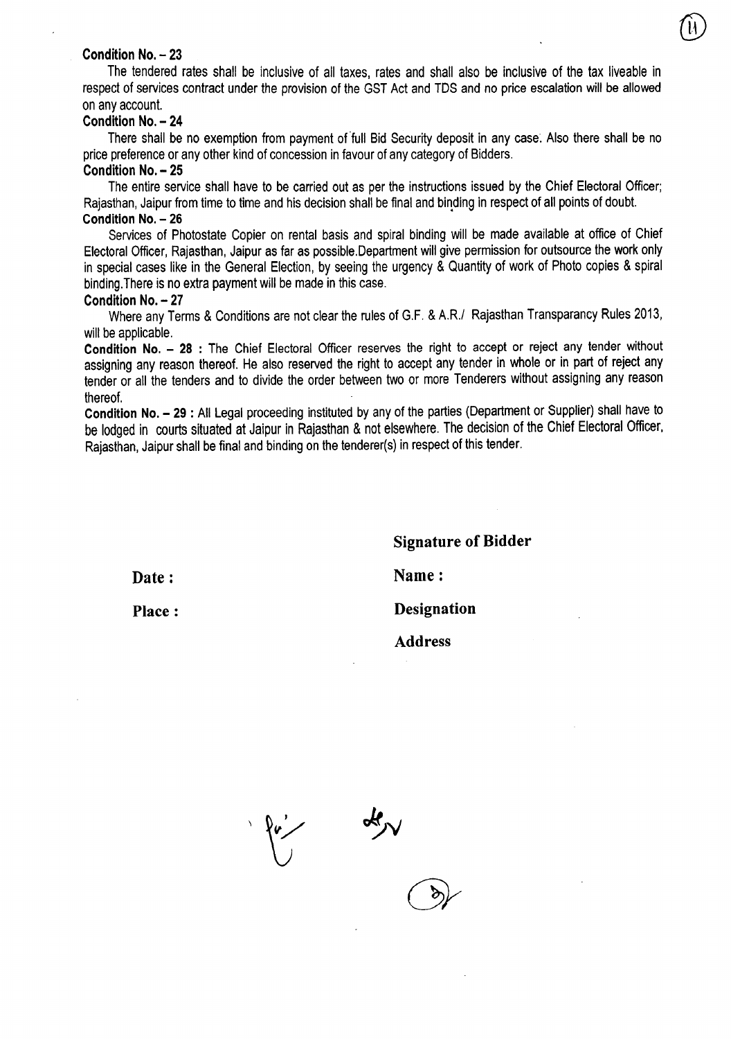**Condition No. – 23**

The tendered rates shall be inclusive of all taxes, rates and shall also be inclusive of the tax liveable in respect of services contract under the provision of the GST Act and TDS and no price escalation will be allowed on any account.

**Condition No. – 24**

There shall be no exemption from payment of full Bid Security deposit in any case. Also there shall be no price preference or any other kind of concession in favour of any category of Bidders.

**Condition No. – 25**

The entire service shall have to be carried out as per the instructions issued by the Chief Electoral Officer; Rajasthan, Jaipur from time to time and his decision shall be final and binding in respect of all points of doubt.

**Condition No. – 26**

Services of Photostate Copier on rental basis and spiral binding will be made available at office of Chief Electoral Officer, Rajasthan, Jaipur as far as possible.Department will give permission for outsource the work only in special cases like in the General Election, by seeing the urgency & Quantity of work of Photo copies & spiral binding.There is no extra payment will be made in this case.

**Condition No. – 27**

Where any Terms & Conditions are not clear the rules of G.F. & A.R./ Rajasthan Transparancy Rules 2013, will be applicable.

**Condition No. – 28 :** The Chief Electoral Officer reserves the right to accept or reject any tender without assigning any reason thereof. He also reserved the right to accept any tender in whole or in part of reject any tender or all the tenders and to divide the order between two or more Tenderers without assigning any reason thereof.

**Condition No. – 29 :** All Legal proceeding instituted by any of the parties (Department or Supplier) shall have to be lodged in courts situated at Jaipur in Rajasthan & not elsewhere. The decision of the Chief Electoral Officer, Rajasthan, Jaipur shall be final and binding on the tenderer(s) in respect of this tender.

**Signature of Bidder**

**Date :** **Name :**

**Place :** **Designation**

**Address**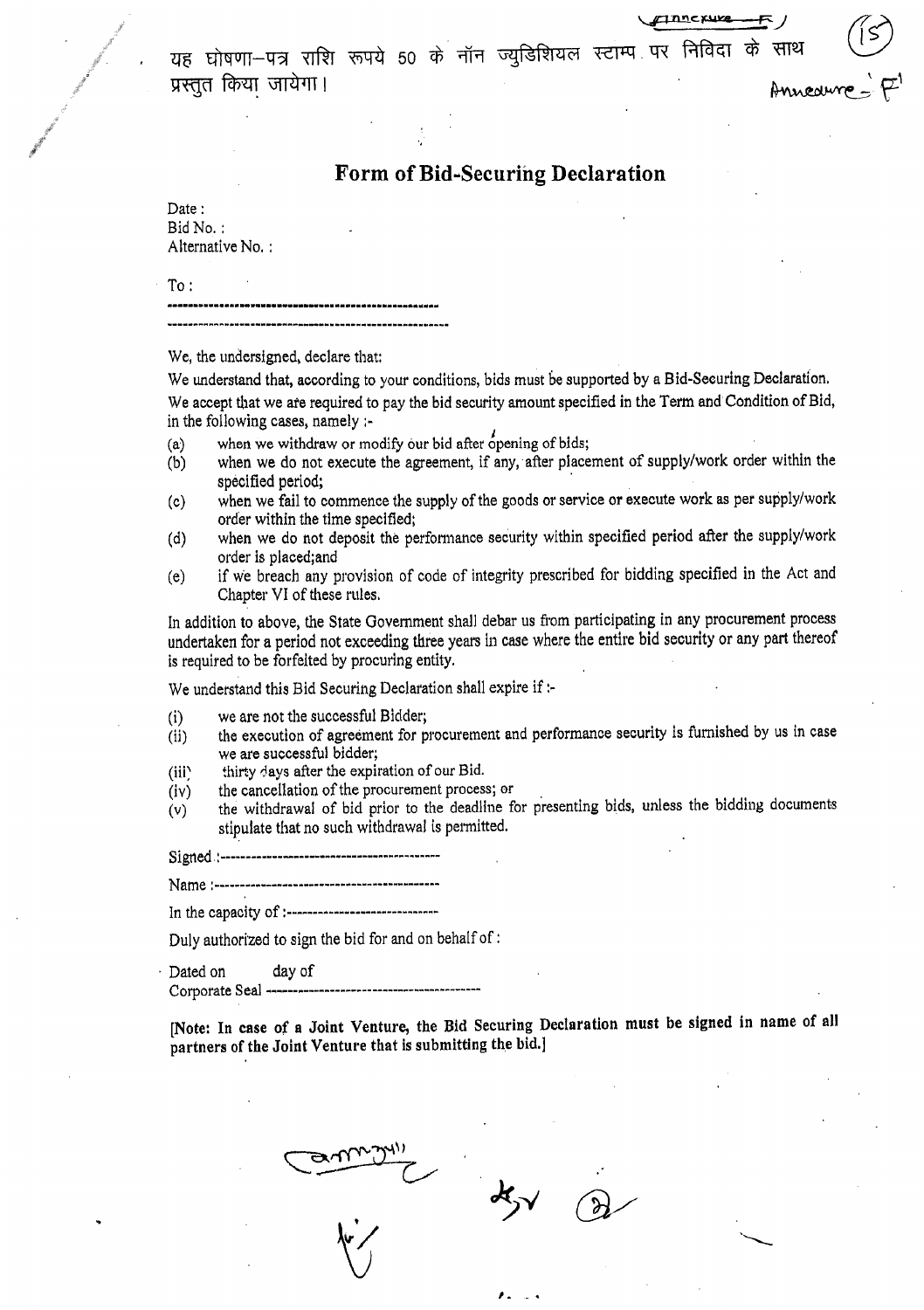Annexure - F

Annexure - F'

यह घोषणा–पत्र राशि रूपये 50 के नॉन ज्युडिशियल स्टाम्प पर निविदा के साथ प्रस्तुत किया जायेगा।

## Form of Bid-Securing Declaration

Date :
Bid No. :
Alternative No. :

To :

-----------------------------------------------------

-----------------------------------------------------

We, the undersigned, declare that:

We understand that, according to your conditions, bids must be supported by a Bid-Securing Declaration.

We accept that we are required to pay the bid security amount specified in the Term and Condition of Bid, in the following cases, namely :-

(a) when we withdraw or modify our bid after opening of bids;
(b) when we do not execute the agreement, if any, after placement of supply/work order within the specified period;
(c) when we fail to commence the supply of the goods or service or execute work as per supply/work order within the time specified;
(d) when we do not deposit the performance security within specified period after the supply/work order is placed;and
(e) if we breach any provision of code of integrity prescribed for bidding specified in the Act and Chapter VI of these rules.

In addition to above, the State Government shall debar us from participating in any procurement process undertaken for a period not exceeding three years in case where the entire bid security or any part thereof is required to be forfeited by procuring entity.

We understand this Bid Securing Declaration shall expire if :-

(i) we are not the successful Bidder;
(ii) the execution of agreement for procurement and performance security is furnished by us in case we are successful bidder;
(iii) thirty days after the expiration of our Bid.
(iv) the cancellation of the procurement process; or
(v) the withdrawal of bid prior to the deadline for presenting bids, unless the bidding documents stipulate that no such withdrawal is permitted.

Signed :-----------------------------------------

Name :------------------------------------------

In the capacity of :----------------------------

Duly authorized to sign the bid for and on behalf of :

Dated on day of

Corporate Seal -----------------------------------------

**[Note: In case of a Joint Venture, the Bid Securing Declaration must be signed in name of all partners of the Joint Venture that is submitting the bid.]**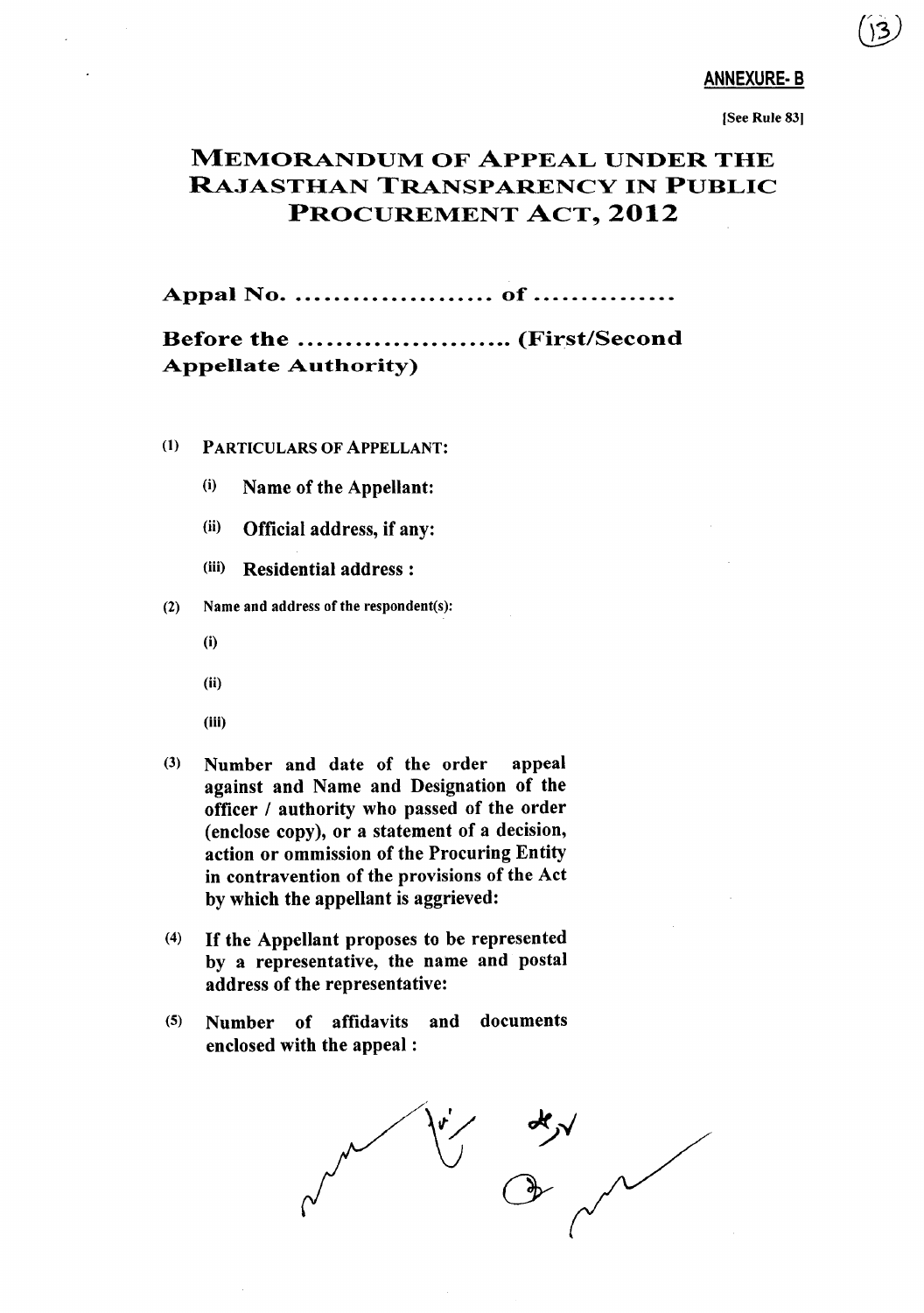**ANNEXURE- B**

[See Rule 83]

# MEMORANDUM OF APPEAL UNDER THE RAJASTHAN TRANSPARENCY IN PUBLIC PROCUREMENT ACT, 2012

## Appal No. .................... of ...............

## Before the ...................... (First/Second Appellate Authority)

(1) PARTICULARS OF APPELLANT:

(i) **Name of the Appellant:**

(ii) **Official address, if any:**

(iii) **Residential address :**

(2) **Name and address of the respondent(s):**

(i)

(ii)

(iii)

(3) **Number and date of the order appeal against and Name and Designation of the officer / authority who passed of the order (enclose copy), or a statement of a decision, action or ommission of the Procuring Entity in contravention of the provisions of the Act by which the appellant is aggrieved:**

(4) **If the Appellant proposes to be represented by a representative, the name and postal address of the representative:**

(5) **Number of affidavits and documents enclosed with the appeal :**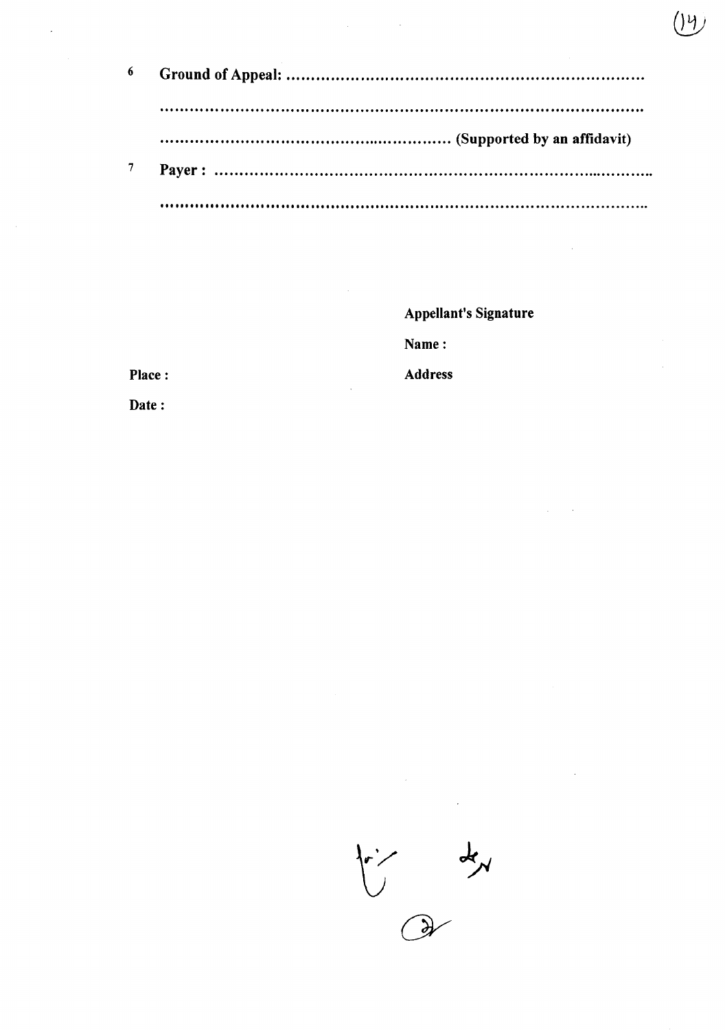6. **Ground of Appeal:** ...........................................................................

...........................................................................................................

....................................................................... **(Supported by an affidavit)**

7. **Payer :** ...........................................................................................

...........................................................................................................

**Appellant's Signature**

**Name :**

**Place :**

**Address**

**Date :**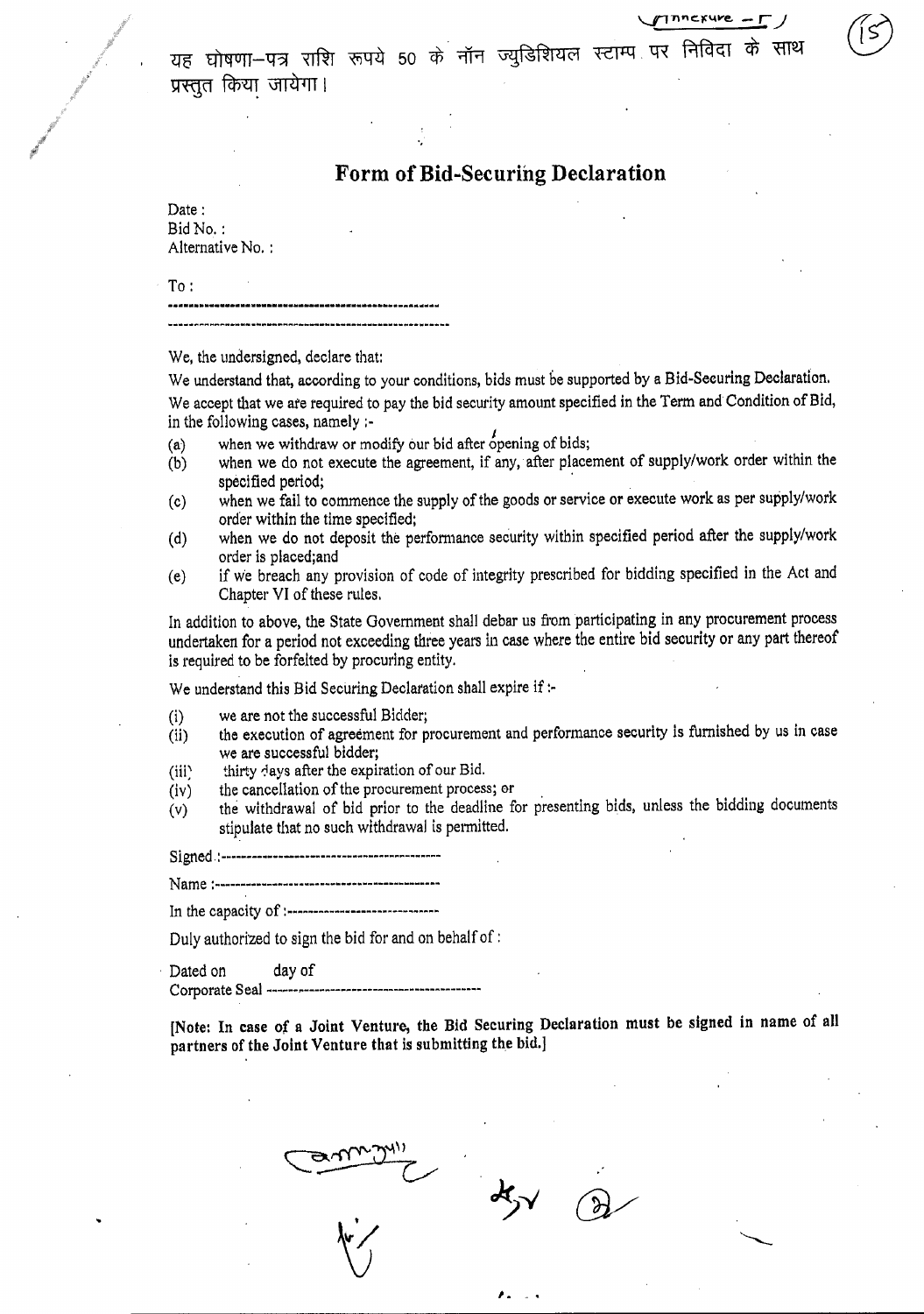Annexure – F

यह घोषणा–पत्र राशि रूपये 50 के नॉन ज्युडिशियल स्टाम्प पर निविदा के साथ प्रस्तुत किया जायेगा।

## Form of Bid-Securing Declaration

Date :
Bid No. :
Alternative No. :

To :
-------------------------------------------------------
-------------------------------------------------------

We, the undersigned, declare that:

We understand that, according to your conditions, bids must be supported by a Bid-Securing Declaration.

We accept that we are required to pay the bid security amount specified in the Term and Condition of Bid, in the following cases, namely :-

(a) when we withdraw or modify our bid after opening of bids;
(b) when we do not execute the agreement, if any, after placement of supply/work order within the specified period;
(c) when we fail to commence the supply of the goods or service or execute work as per supply/work order within the time specified;
(d) when we do not deposit the performance security within specified period after the supply/work order is placed;and
(e) if we breach any provision of code of integrity prescribed for bidding specified in the Act and Chapter VI of these rules.

In addition to above, the State Government shall debar us from participating in any procurement process undertaken for a period not exceeding three years in case where the entire bid security or any part thereof is required to be forfelted by procuring entity.

We understand this Bid Securing Declaration shall expire if :-

(i) we are not the successful Bidder;
(ii) the execution of agreement for procurement and performance security is furnished by us in case we are successful bidder;
(iii) thirty days after the expiration of our Bid.
(iv) the cancellation of the procurement process; or
(v) the withdrawal of bid prior to the deadline for presenting bids, unless the bidding documents stipulate that no such withdrawal is permitted.

Signed :-------------------------------------------

Name :--------------------------------------------

In the capacity of :-----------------------------

Duly authorized to sign the bid for and on behalf of :

Dated on day of
Corporate Seal -----------------------------------------

**[Note: In case of a Joint Venture, the Bid Securing Declaration must be signed in name of all partners of the Joint Venture that is submitting the bid.]**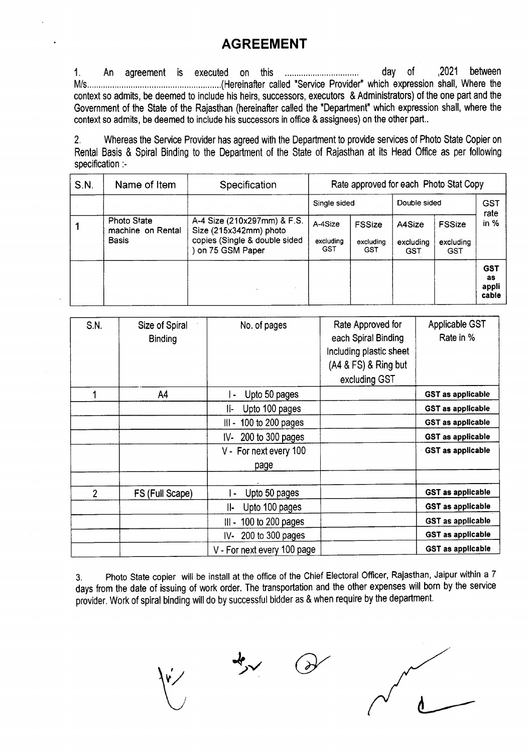# AGREEMENT

1. An agreement is executed on this ................................ day of ,2021 between M/s.........................................................(Hereinafter called "Service Provider" which expression shall, Where the context so admits, be deemed to include his heirs, successors, executors & Administrators) of the one part and the Government of the State of the Rajasthan (hereinafter called the "Department" which expression shall, where the context so admits, be deemed to include his successors in office & assignees) on the other part..

2. Whereas the Service Provider has agreed with the Department to provide services of Photo State Copier on Rental Basis & Spiral Binding to the Department of the State of Rajasthan at its Head Office as per following specification :-

| S.N. | Name of Item | Specification | Rate approved for each Photo Stat Copy | | | | |
|---|---|---|---|---|---|---|---|
| | | | Single sided | | Double sided | | GST rate in % |
| 1 | Photo State machine on Rental Basis | A-4 Size (210x297mm) & F.S. Size (215x342mm) photo copies (Single & double sided ) on 75 GSM Paper | A-4Size excluding GST | FSSize excluding GST | A4Size excluding GST | FSSize excluding GST | |
| | | | | | | | **GST as applicable** |

| S.N. | Size of Spiral Binding | No. of pages | Rate Approved for each Spiral Binding Including plastic sheet (A4 & FS) & Ring but excluding GST | Applicable GST Rate in % |
|---|---|---|---|---|
| 1 | A4 | I - Upto 50 pages | | **GST as applicable** |
| | | II- Upto 100 pages | | **GST as applicable** |
| | | III - 100 to 200 pages | | **GST as applicable** |
| | | IV- 200 to 300 pages | | **GST as applicable** |
| | | V - For next every 100 page | | **GST as applicable** |
| | | | | |
| 2 | FS (Full Scape) | I - Upto 50 pages | | **GST as applicable** |
| | | II- Upto 100 pages | | **GST as applicable** |
| | | III - 100 to 200 pages | | **GST as applicable** |
| | | IV- 200 to 300 pages | | **GST as applicable** |
| | | V - For next every 100 page | | **GST as applicable** |

3. Photo State copier will be install at the office of the Chief Electoral Officer, Rajasthan, Jaipur within a 7 days from the date of issuing of work order. The transportation and the other expenses will born by the service provider. Work of spiral binding will do by successful bidder as & when require by the department.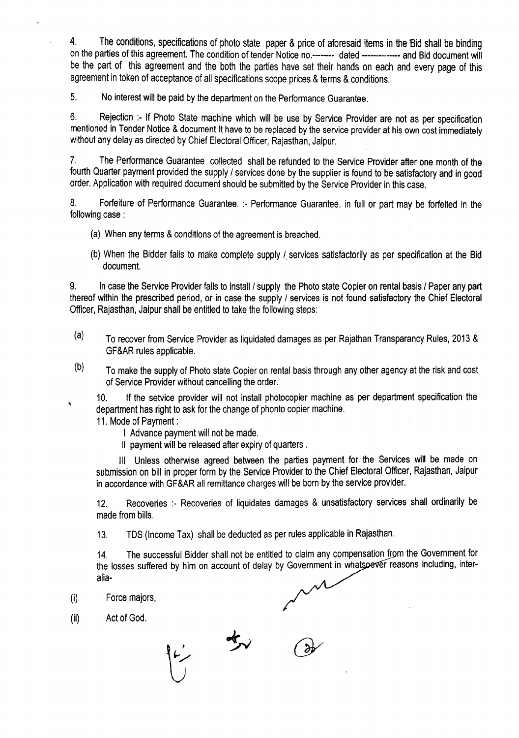4. The conditions, specifications of photo state paper & price of aforesaid items in the Bid shall be binding on the parties of this agreement. The condition of tender Notice no.-------- dated ------------- and Bid document will be the part of this agreement and the both the parties have set their hands on each and every page of this agreement in token of acceptance of all specifications scope prices & terms & conditions.

5. No interest will be paid by the department on the Performance Guarantee.

6. Rejection :- If Photo State machine which will be use by Service Provider are not as per specification mentioned in Tender Notice & document It have to be replaced by the service provider at his own cost immediately without any delay as directed by Chief Electoral Officer, Rajasthan, Jaipur.

7. The Performance Guarantee collected shall be refunded to the Service Provider after one month of the fourth Quarter payment provided the supply / services done by the supplier is found to be satisfactory and in good order. Application with required document should be submitted by the Service Provider in this case.

8. Forfeiture of Performance Guarantee. :- Performance Guarantee. in full or part may be forfeited in the following case :

(a) When any terms & conditions of the agreement is breached.

(b) When the Bidder fails to make complete supply / services satisfactorily as per specification at the Bid document.

9. In case the Service Provider fails to install / supply the Photo state Copier on rental basis / Paper any part thereof within the prescribed period, or in case the supply / services is not found satisfactory the Chief Electoral Officer, Rajasthan, Jaipur shall be entitled to take the following steps:

(a) To recover from Service Provider as liquidated damages as per Rajathan Transparancy Rules, 2013 & GF&AR rules applicable.

(b) To make the supply of Photo state Copier on rental basis through any other agency at the risk and cost of Service Provider without cancelling the order.

10. If the setvice provider will not install photocopier machine as per department specification the department has right to ask for the change of phonto copier machine.

11. Mode of Payment :

I Advance payment will not be made.

II payment will be released after expiry of quarters .

III Unless otherwise agreed between the parties payment for the Services will be made on submission on bill in proper form by the Service Provider to the Chief Electoral Officer, Rajasthan, Jaipur in accordance with GF&AR all remittance charges will be born by the service provider.

12. Recoveries :- Recoveries of liquidates damages & unsatisfactory services shall ordinarily be made from bills.

13. TDS (Income Tax) shall be deducted as per rules applicable in Rajasthan.

14. The successful Bidder shall not be entitled to claim any compensation from the Government for the losses suffered by him on account of delay by Government in whatsoever reasons including, inter-alia-

(i) Force majors,

(ii) Act of God.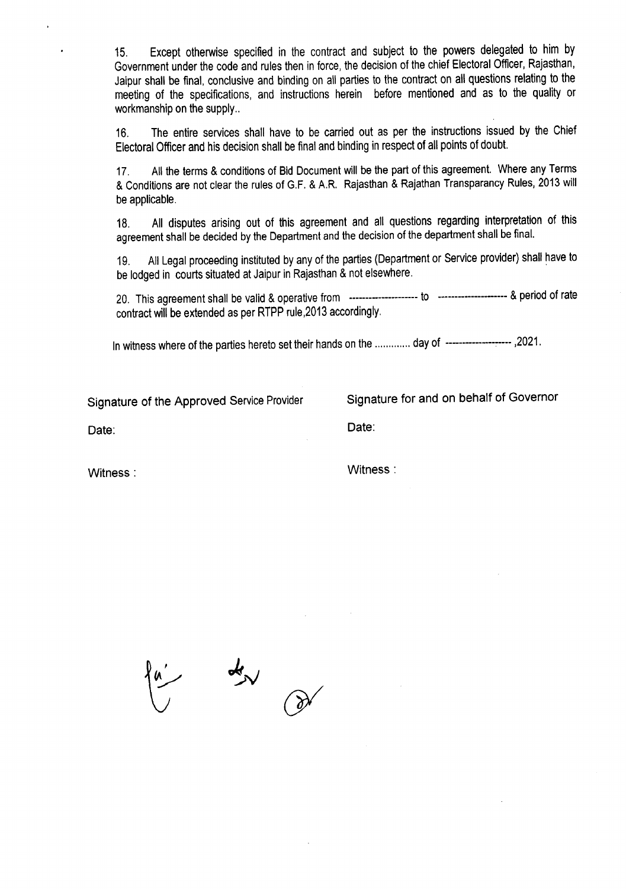15. Except otherwise specified in the contract and subject to the powers delegated to him by Government under the code and rules then in force, the decision of the chief Electoral Officer, Rajasthan, Jaipur shall be final, conclusive and binding on all parties to the contract on all questions relating to the meeting of the specifications, and instructions herein before mentioned and as to the quality or workmanship on the supply..

16. The entire services shall have to be carried out as per the instructions issued by the Chief Electoral Officer and his decision shall be final and binding in respect of all points of doubt.

17. All the terms & conditions of Bid Document will be the part of this agreement. Where any Terms & Conditions are not clear the rules of G.F. & A.R. Rajasthan & Rajathan Transparancy Rules, 2013 will be applicable.

18. All disputes arising out of this agreement and all questions regarding interpretation of this agreement shall be decided by the Department and the decision of the department shall be final.

19. All Legal proceeding instituted by any of the parties (Department or Service provider) shall have to be lodged in courts situated at Jaipur in Rajasthan & not elsewhere.

20. This agreement shall be valid & operative from --------------------- to --------------------- & period of rate contract will be extended as per RTPP rule,2013 accordingly.

In witness where of the parties hereto set their hands on the ............ day of ------------------- ,2021.

| Signature of the Approved Service Provider | Signature for and on behalf of Governor |
|---|---|
| Date: | Date: |
| Witness : | Witness : |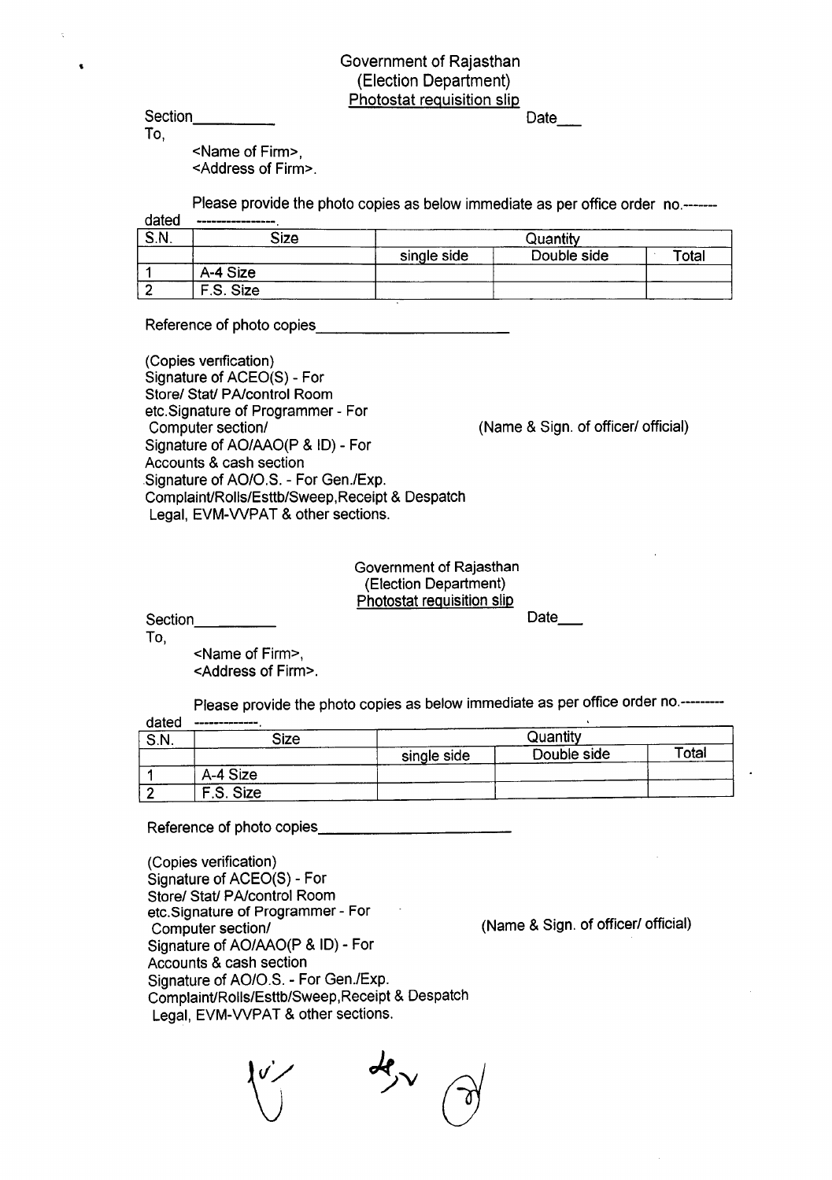Government of Rajasthan
(Election Department)
<u>Photostat requisition slip</u>

Section\_\_\_\_\_\_\_\_\_\_ Date\_\_\_

To,

<Name of Firm>,
<Address of Firm>.

Please provide the photo copies as below immediate as per office order no.------- dated ---------------.

| S.N. | Size | Quantity | | |
|---|---|---|---|---|
| | | single side | Double side | Total |
| 1 | A-4 Size | | | |
| 2 | F.S. Size | | | |

Reference of photo copies\_\_\_\_\_\_\_\_\_\_\_\_\_\_\_\_\_\_\_\_\_\_\_\_

(Copies verification)
Signature of ACEO(S) - For Store/ Stat/ PA/control Room etc.
Signature of Programmer - For Computer section/
Signature of AO/AAO(P & ID) - For Accounts & cash section
Signature of AO/O.S. - For Gen./Exp. Complaint/Rolls/Esttb/Sweep,Receipt & Despatch Legal, EVM-VVPAT & other sections.

(Name & Sign. of officer/ official)

Government of Rajasthan
(Election Department)
<u>Photostat requisition slip</u>

Section\_\_\_\_\_\_\_\_\_\_ Date\_\_\_

To,

<Name of Firm>,
<Address of Firm>.

Please provide the photo copies as below immediate as per office order no.--------- dated -------------.

| S.N. | Size | Quantity | | |
|---|---|---|---|---|
| | | single side | Double side | Total |
| 1 | A-4 Size | | | |
| 2 | F.S. Size | | | |

Reference of photo copies\_\_\_\_\_\_\_\_\_\_\_\_\_\_\_\_\_\_\_\_\_\_\_\_

(Copies verification)
Signature of ACEO(S) - For Store/ Stat/ PA/control Room etc.
Signature of Programmer - For Computer section/
Signature of AO/AAO(P & ID) - For Accounts & cash section
Signature of AO/O.S. - For Gen./Exp. Complaint/Rolls/Esttb/Sweep,Receipt & Despatch Legal, EVM-VVPAT & other sections.

(Name & Sign. of officer/ official)